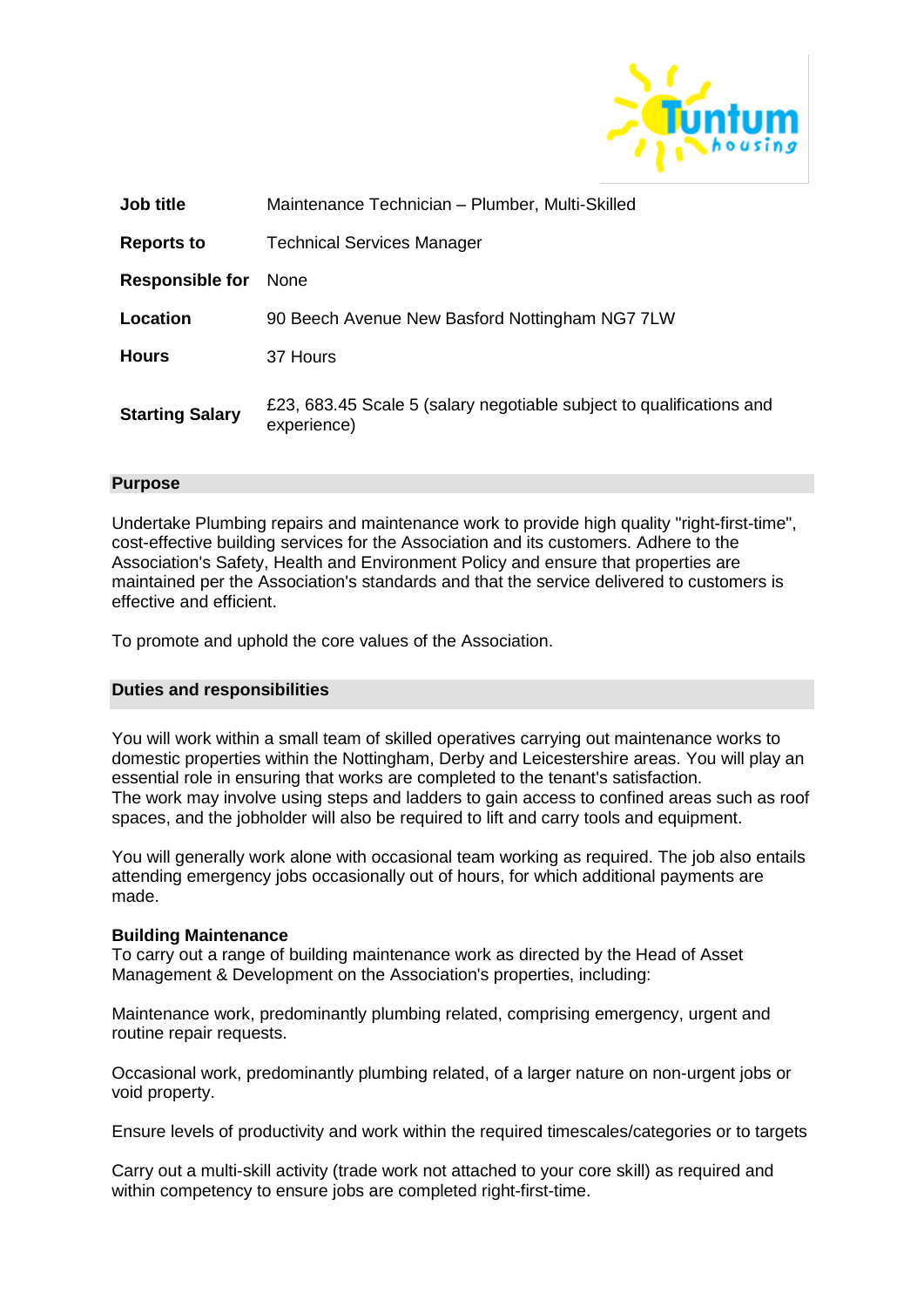| | |
|---|---|
| **Job title** | Maintenance Technician – Plumber, Multi-Skilled |
| **Reports to** | Technical Services Manager |
| **Responsible for** | None |
| **Location** | 90 Beech Avenue New Basford Nottingham NG7 7LW |
| **Hours** | 37 Hours |
| **Starting Salary** | £23, 683.45 Scale 5 (salary negotiable subject to qualifications and experience) |

## Purpose

Undertake Plumbing repairs and maintenance work to provide high quality "right-first-time", cost-effective building services for the Association and its customers. Adhere to the Association's Safety, Health and Environment Policy and ensure that properties are maintained per the Association's standards and that the service delivered to customers is effective and efficient.

To promote and uphold the core values of the Association.

## Duties and responsibilities

You will work within a small team of skilled operatives carrying out maintenance works to domestic properties within the Nottingham, Derby and Leicestershire areas. You will play an essential role in ensuring that works are completed to the tenant's satisfaction.
The work may involve using steps and ladders to gain access to confined areas such as roof spaces, and the jobholder will also be required to lift and carry tools and equipment.

You will generally work alone with occasional team working as required. The job also entails attending emergency jobs occasionally out of hours, for which additional payments are made.

### Building Maintenance

To carry out a range of building maintenance work as directed by the Head of Asset Management & Development on the Association's properties, including:

Maintenance work, predominantly plumbing related, comprising emergency, urgent and routine repair requests.

Occasional work, predominantly plumbing related, of a larger nature on non-urgent jobs or void property.

Ensure levels of productivity and work within the required timescales/categories or to targets

Carry out a multi-skill activity (trade work not attached to your core skill) as required and within competency to ensure jobs are completed right-first-time.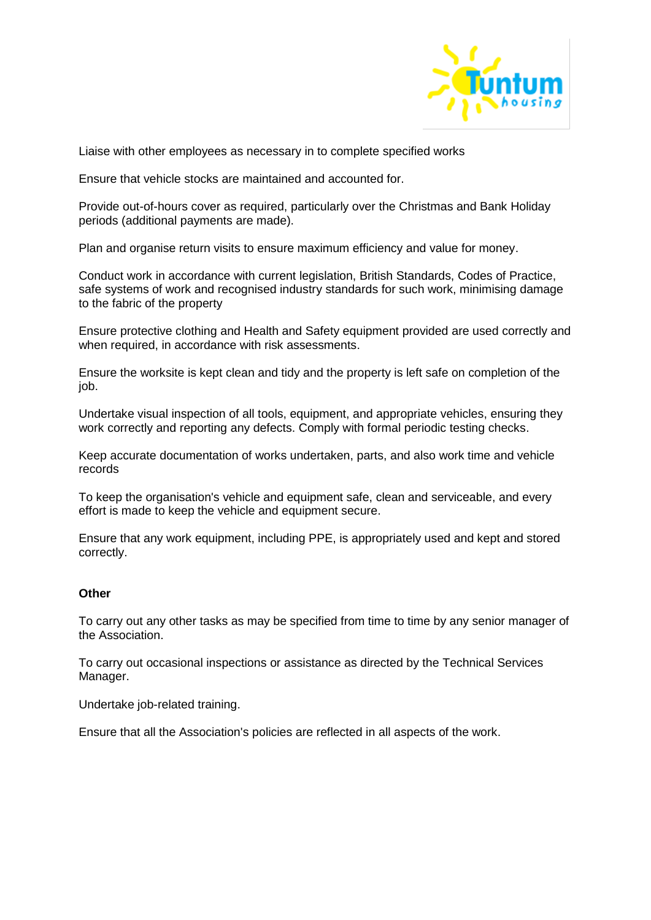Liaise with other employees as necessary in to complete specified works

Ensure that vehicle stocks are maintained and accounted for.

Provide out-of-hours cover as required, particularly over the Christmas and Bank Holiday periods (additional payments are made).

Plan and organise return visits to ensure maximum efficiency and value for money.

Conduct work in accordance with current legislation, British Standards, Codes of Practice, safe systems of work and recognised industry standards for such work, minimising damage to the fabric of the property

Ensure protective clothing and Health and Safety equipment provided are used correctly and when required, in accordance with risk assessments.

Ensure the worksite is kept clean and tidy and the property is left safe on completion of the job.

Undertake visual inspection of all tools, equipment, and appropriate vehicles, ensuring they work correctly and reporting any defects. Comply with formal periodic testing checks.

Keep accurate documentation of works undertaken, parts, and also work time and vehicle records

To keep the organisation's vehicle and equipment safe, clean and serviceable, and every effort is made to keep the vehicle and equipment secure.

Ensure that any work equipment, including PPE, is appropriately used and kept and stored correctly.

**Other**

To carry out any other tasks as may be specified from time to time by any senior manager of the Association.

To carry out occasional inspections or assistance as directed by the Technical Services Manager.

Undertake job-related training.

Ensure that all the Association's policies are reflected in all aspects of the work.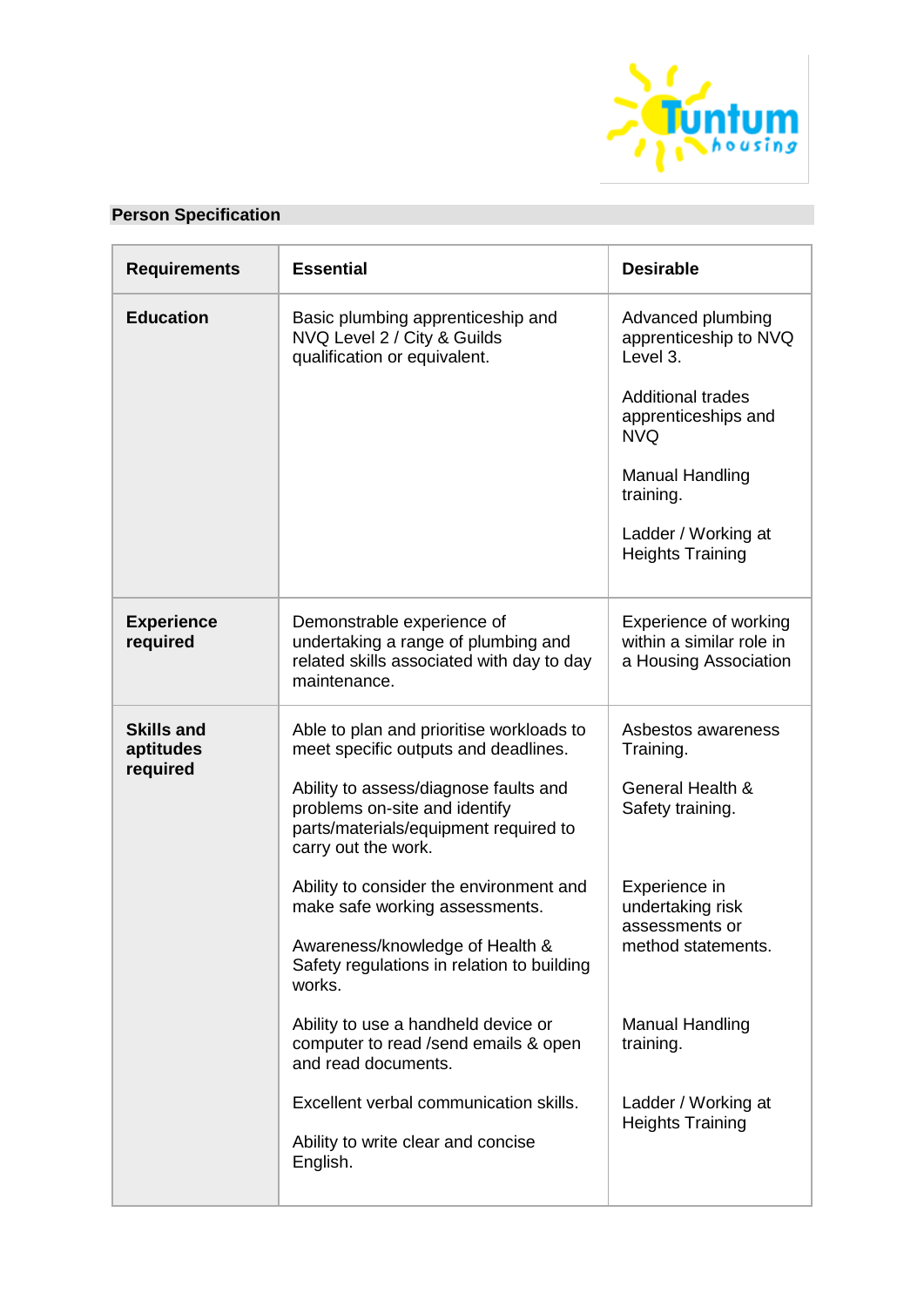## Person Specification

| Requirements | Essential | Desirable |
|---|---|---|
| **Education** | Basic plumbing apprenticeship and NVQ Level 2 / City & Guilds qualification or equivalent. | Advanced plumbing apprenticeship to NVQ Level 3.<br><br>Additional trades apprenticeships and NVQ<br><br>Manual Handling training.<br><br>Ladder / Working at Heights Training |
| **Experience required** | Demonstrable experience of undertaking a range of plumbing and related skills associated with day to day maintenance. | Experience of working within a similar role in a Housing Association |
| **Skills and aptitudes required** | Able to plan and prioritise workloads to meet specific outputs and deadlines.<br><br>Ability to assess/diagnose faults and problems on-site and identify parts/materials/equipment required to carry out the work.<br><br>Ability to consider the environment and make safe working assessments.<br><br>Awareness/knowledge of Health & Safety regulations in relation to building works.<br><br>Ability to use a handheld device or computer to read /send emails & open and read documents.<br><br>Excellent verbal communication skills.<br><br>Ability to write clear and concise English. | Asbestos awareness Training.<br><br>General Health & Safety training.<br><br>Experience in undertaking risk assessments or method statements.<br><br>Manual Handling training.<br><br>Ladder / Working at Heights Training |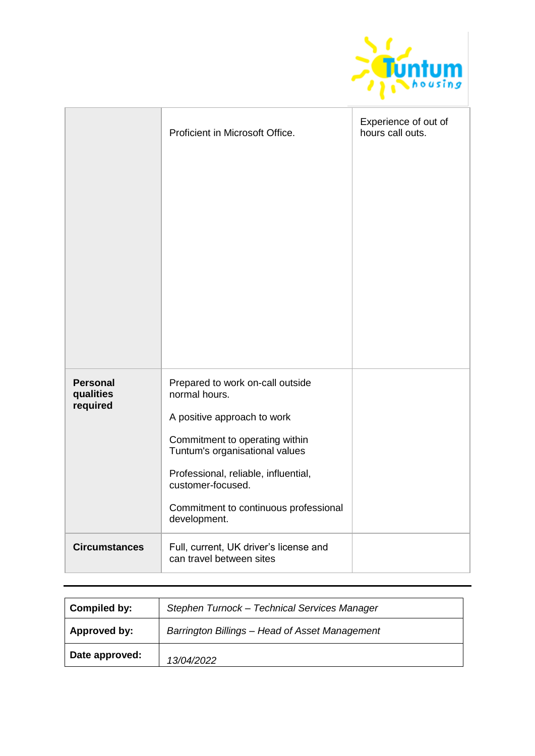| | | |
|---|---|---|
| | Proficient in Microsoft Office. | Experience of out of hours call outs. |
| **Personal qualities required** | Prepared to work on-call outside normal hours.<br><br>A positive approach to work<br><br>Commitment to operating within Tuntum's organisational values<br><br>Professional, reliable, influential, customer-focused.<br><br>Commitment to continuous professional development. | |
| **Circumstances** | Full, current, UK driver's license and can travel between sites | |

---

| | |
|---|---|
| **Compiled by:** | *Stephen Turnock – Technical Services Manager* |
| **Approved by:** | *Barrington Billings – Head of Asset Management* |
| **Date approved:** | *13/04/2022* |